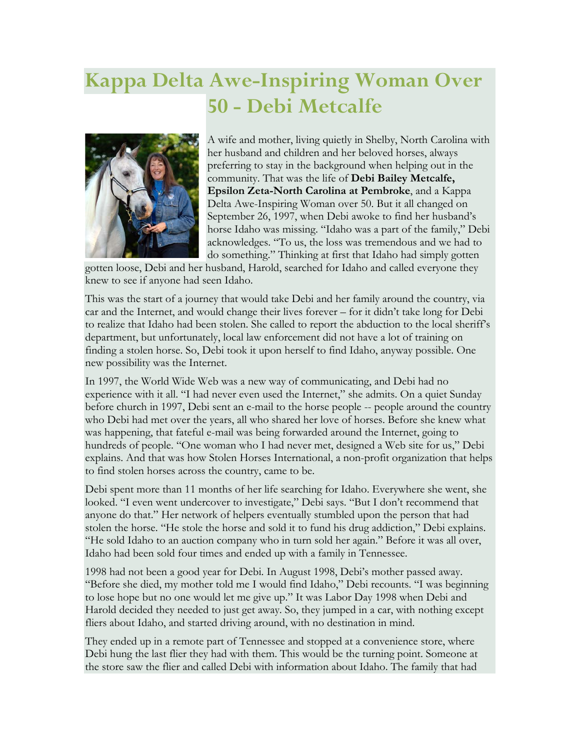# Kappa Delta Awe-Inspiring Woman Over 50 - Debi Metcalfe

A wife and mother, living quietly in Shelby, North Carolina with her husband and children and her beloved horses, always preferring to stay in the background when helping out in the community. That was the life of **Debi Bailey Metcalfe, Epsilon Zeta-North Carolina at Pembroke**, and a Kappa Delta Awe-Inspiring Woman over 50. But it all changed on September 26, 1997, when Debi awoke to find her husband's horse Idaho was missing. "Idaho was a part of the family," Debi acknowledges. "To us, the loss was tremendous and we had to do something." Thinking at first that Idaho had simply gotten gotten loose, Debi and her husband, Harold, searched for Idaho and called everyone they knew to see if anyone had seen Idaho.

This was the start of a journey that would take Debi and her family around the country, via car and the Internet, and would change their lives forever – for it didn't take long for Debi to realize that Idaho had been stolen. She called to report the abduction to the local sheriff's department, but unfortunately, local law enforcement did not have a lot of training on finding a stolen horse. So, Debi took it upon herself to find Idaho, anyway possible. One new possibility was the Internet.

In 1997, the World Wide Web was a new way of communicating, and Debi had no experience with it all. "I had never even used the Internet," she admits. On a quiet Sunday before church in 1997, Debi sent an e-mail to the horse people -- people around the country who Debi had met over the years, all who shared her love of horses. Before she knew what was happening, that fateful e-mail was being forwarded around the Internet, going to hundreds of people. "One woman who I had never met, designed a Web site for us," Debi explains. And that was how Stolen Horses International, a non-profit organization that helps to find stolen horses across the country, came to be.

Debi spent more than 11 months of her life searching for Idaho. Everywhere she went, she looked. "I even went undercover to investigate," Debi says. "But I don't recommend that anyone do that." Her network of helpers eventually stumbled upon the person that had stolen the horse. "He stole the horse and sold it to fund his drug addiction," Debi explains. "He sold Idaho to an auction company who in turn sold her again." Before it was all over, Idaho had been sold four times and ended up with a family in Tennessee.

1998 had not been a good year for Debi. In August 1998, Debi's mother passed away. "Before she died, my mother told me I would find Idaho," Debi recounts. "I was beginning to lose hope but no one would let me give up." It was Labor Day 1998 when Debi and Harold decided they needed to just get away. So, they jumped in a car, with nothing except fliers about Idaho, and started driving around, with no destination in mind.

They ended up in a remote part of Tennessee and stopped at a convenience store, where Debi hung the last flier they had with them. This would be the turning point. Someone at the store saw the flier and called Debi with information about Idaho. The family that had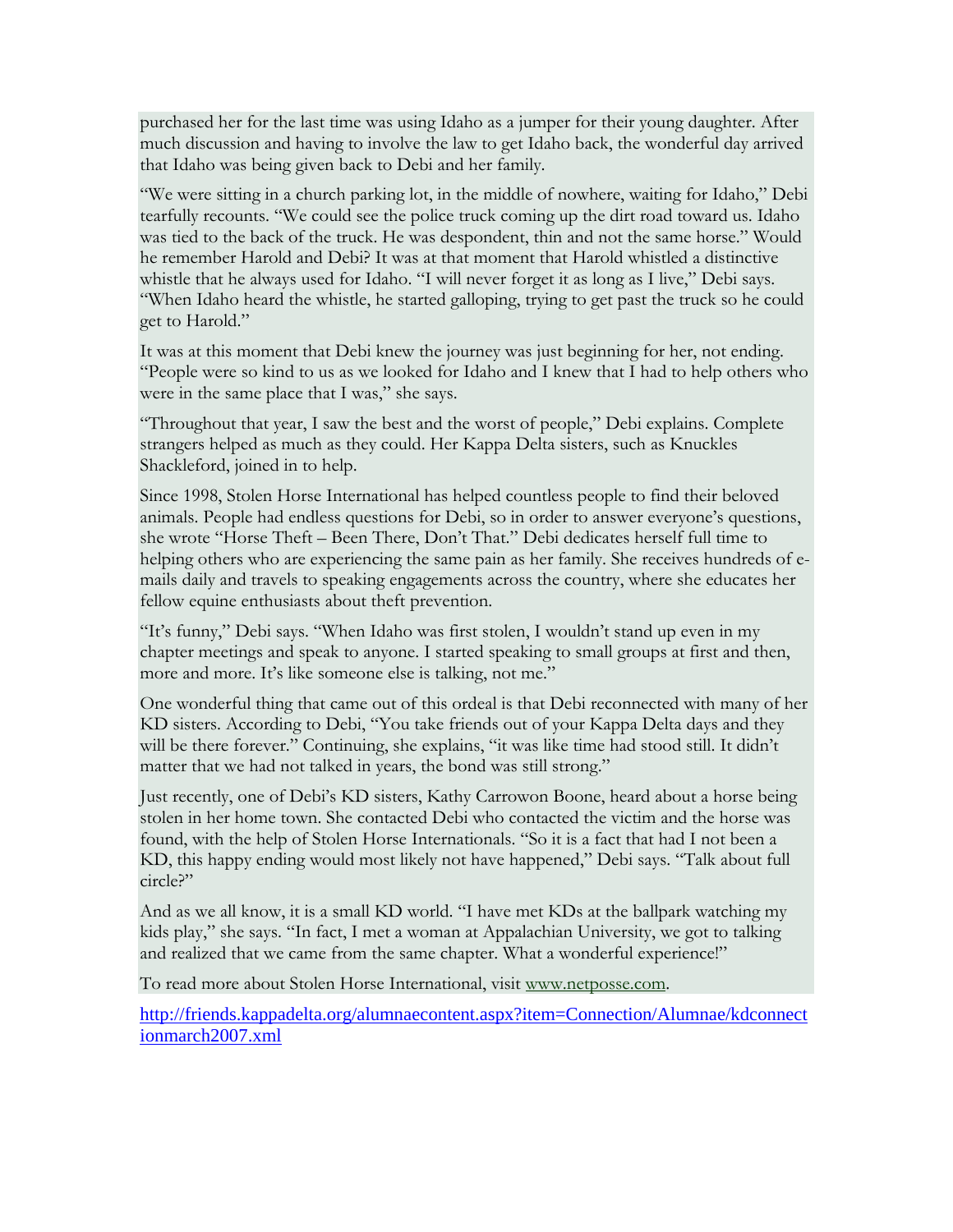purchased her for the last time was using Idaho as a jumper for their young daughter. After much discussion and having to involve the law to get Idaho back, the wonderful day arrived that Idaho was being given back to Debi and her family.

"We were sitting in a church parking lot, in the middle of nowhere, waiting for Idaho," Debi tearfully recounts. "We could see the police truck coming up the dirt road toward us. Idaho was tied to the back of the truck. He was despondent, thin and not the same horse." Would he remember Harold and Debi? It was at that moment that Harold whistled a distinctive whistle that he always used for Idaho. "I will never forget it as long as I live," Debi says. "When Idaho heard the whistle, he started galloping, trying to get past the truck so he could get to Harold."

It was at this moment that Debi knew the journey was just beginning for her, not ending. "People were so kind to us as we looked for Idaho and I knew that I had to help others who were in the same place that I was," she says.

"Throughout that year, I saw the best and the worst of people," Debi explains. Complete strangers helped as much as they could. Her Kappa Delta sisters, such as Knuckles Shackleford, joined in to help.

Since 1998, Stolen Horse International has helped countless people to find their beloved animals. People had endless questions for Debi, so in order to answer everyone's questions, she wrote "Horse Theft – Been There, Don't That." Debi dedicates herself full time to helping others who are experiencing the same pain as her family. She receives hundreds of e-mails daily and travels to speaking engagements across the country, where she educates her fellow equine enthusiasts about theft prevention.

"It's funny," Debi says. "When Idaho was first stolen, I wouldn't stand up even in my chapter meetings and speak to anyone. I started speaking to small groups at first and then, more and more. It's like someone else is talking, not me."

One wonderful thing that came out of this ordeal is that Debi reconnected with many of her KD sisters. According to Debi, "You take friends out of your Kappa Delta days and they will be there forever." Continuing, she explains, "it was like time had stood still. It didn't matter that we had not talked in years, the bond was still strong."

Just recently, one of Debi's KD sisters, Kathy Carrowon Boone, heard about a horse being stolen in her home town. She contacted Debi who contacted the victim and the horse was found, with the help of Stolen Horse Internationals. "So it is a fact that had I not been a KD, this happy ending would most likely not have happened," Debi says. "Talk about full circle?"

And as we all know, it is a small KD world. "I have met KDs at the ballpark watching my kids play," she says. "In fact, I met a woman at Appalachian University, we got to talking and realized that we came from the same chapter. What a wonderful experience!"

To read more about Stolen Horse International, visit [www.netposse.com](http://www.netposse.com).

[http://friends.kappadelta.org/alumnaecontent.aspx?item=Connection/Alumnae/kdconnectionmarch2007.xml](http://friends.kappadelta.org/alumnaecontent.aspx?item=Connection/Alumnae/kdconnectionmarch2007.xml)